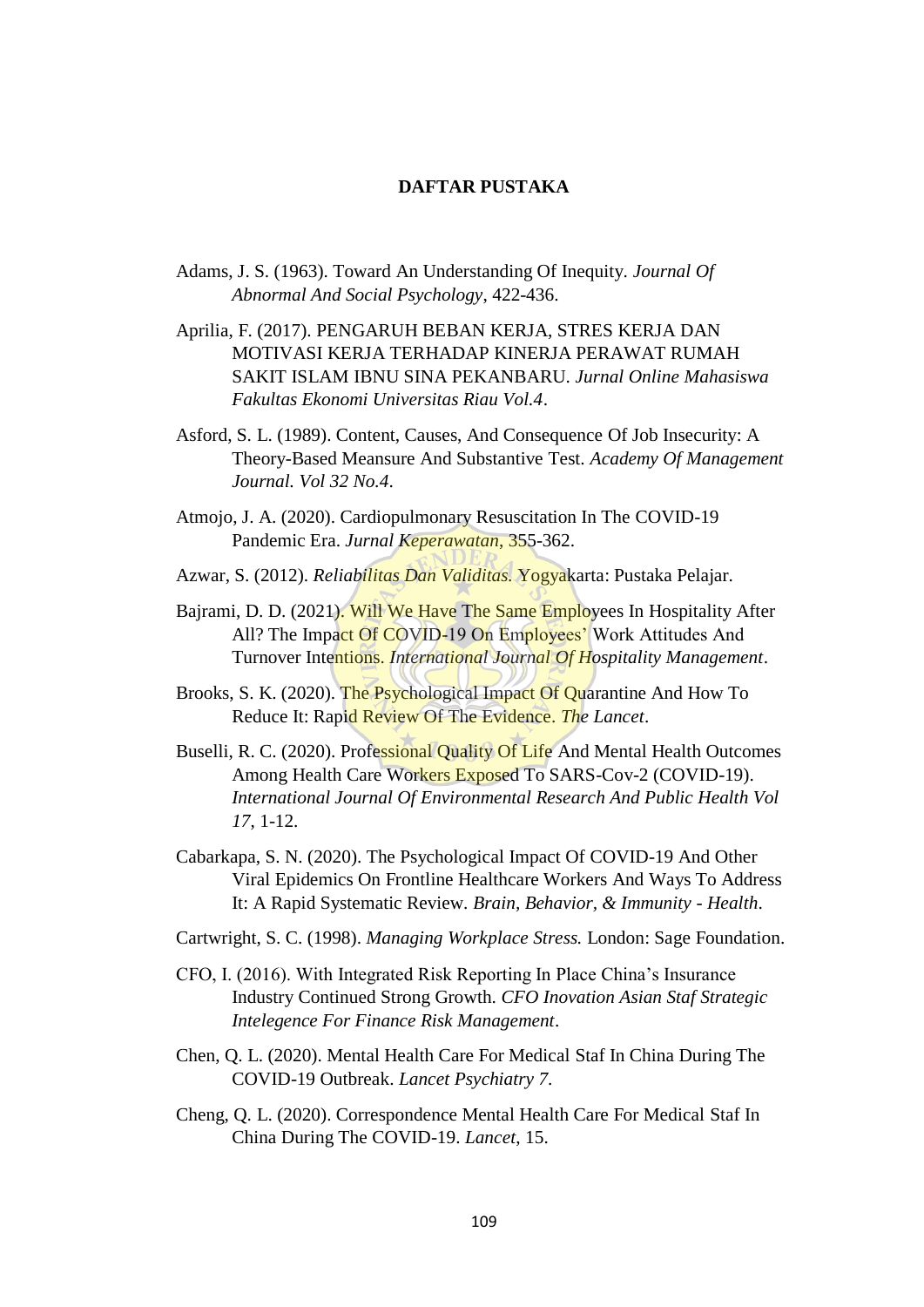# DAFTAR PUSTAKA

Adams, J. S. (1963). Toward An Understanding Of Inequity. *Journal Of Abnormal And Social Psychology*, 422-436.

Aprilia, F. (2017). PENGARUH BEBAN KERJA, STRES KERJA DAN MOTIVASI KERJA TERHADAP KINERJA PERAWAT RUMAH SAKIT ISLAM IBNU SINA PEKANBARU. *Jurnal Online Mahasiswa Fakultas Ekonomi Universitas Riau Vol.4*.

Asford, S. L. (1989). Content, Causes, And Consequence Of Job Insecurity: A Theory-Based Meansure And Substantive Test. *Academy Of Management Journal. Vol 32 No.4*.

Atmojo, J. A. (2020). Cardiopulmonary Resuscitation In The COVID-19 Pandemic Era. *Jurnal Keperawatan*, 355-362.

Azwar, S. (2012). *Reliabilitas Dan Validitas.* Yogyakarta: Pustaka Pelajar.

Bajrami, D. D. (2021). Will We Have The Same Employees In Hospitality After All? The Impact Of COVID-19 On Employees' Work Attitudes And Turnover Intentions. *International Journal Of Hospitality Management*.

Brooks, S. K. (2020). The Psychological Impact Of Quarantine And How To Reduce It: Rapid Review Of The Evidence. *The Lancet*.

Buselli, R. C. (2020). Professional Quality Of Life And Mental Health Outcomes Among Health Care Workers Exposed To SARS-Cov-2 (COVID-19). *International Journal Of Environmental Research And Public Health Vol 17*, 1-12.

Cabarkapa, S. N. (2020). The Psychological Impact Of COVID-19 And Other Viral Epidemics On Frontline Healthcare Workers And Ways To Address It: A Rapid Systematic Review. *Brain, Behavior, & Immunity - Health*.

Cartwright, S. C. (1998). *Managing Workplace Stress.* London: Sage Foundation.

CFO, I. (2016). With Integrated Risk Reporting In Place China's Insurance Industry Continued Strong Growth. *CFO Inovation Asian Staf Strategic Intelegence For Finance Risk Management*.

Chen, Q. L. (2020). Mental Health Care For Medical Staf In China During The COVID-19 Outbreak. *Lancet Psychiatry 7*.

Cheng, Q. L. (2020). Correspondence Mental Health Care For Medical Staf In China During The COVID-19. *Lancet*, 15.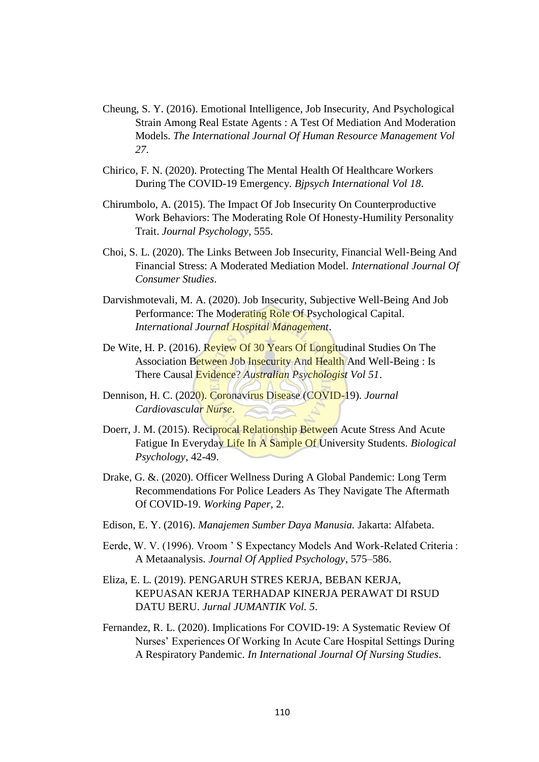Cheung, S. Y. (2016). Emotional Intelligence, Job Insecurity, And Psychological Strain Among Real Estate Agents : A Test Of Mediation And Moderation Models. *The International Journal Of Human Resource Management Vol 27*.

Chirico, F. N. (2020). Protecting The Mental Health Of Healthcare Workers During The COVID-19 Emergency. *Bjpsych International Vol 18*.

Chirumbolo, A. (2015). The Impact Of Job Insecurity On Counterproductive Work Behaviors: The Moderating Role Of Honesty-Humility Personality Trait. *Journal Psychology*, 555.

Choi, S. L. (2020). The Links Between Job Insecurity, Financial Well-Being And Financial Stress: A Moderated Mediation Model. *International Journal Of Consumer Studies*.

Darvishmotevali, M. A. (2020). Job Insecurity, Subjective Well-Being And Job Performance: The Moderating Role Of Psychological Capital. *International Journal Hospital Management*.

De Wite, H. P. (2016). Review Of 30 Years Of Longitudinal Studies On The Association Between Job Insecurity And Health And Well-Being : Is There Causal Evidence? *Australian Psychologist Vol 51*.

Dennison, H. C. (2020). Coronavirus Disease (COVID-19). *Journal Cardiovascular Nurse*.

Doerr, J. M. (2015). Reciprocal Relationship Between Acute Stress And Acute Fatigue In Everyday Life In A Sample Of University Students. *Biological Psychology*, 42-49.

Drake, G. &. (2020). Officer Wellness During A Global Pandemic: Long Term Recommendations For Police Leaders As They Navigate The Aftermath Of COVID-19. *Working Paper*, 2.

Edison, E. Y. (2016). *Manajemen Sumber Daya Manusia.* Jakarta: Alfabeta.

Eerde, W. V. (1996). Vroom ' S Expectancy Models And Work-Related Criteria : A Metaanalysis. *Journal Of Applied Psychology*, 575–586.

Eliza, E. L. (2019). PENGARUH STRES KERJA, BEBAN KERJA, KEPUASAN KERJA TERHADAP KINERJA PERAWAT DI RSUD DATU BERU. *Jurnal JUMANTIK Vol. 5*.

Fernandez, R. L. (2020). Implications For COVID-19: A Systematic Review Of Nurses' Experiences Of Working In Acute Care Hospital Settings During A Respiratory Pandemic. *In International Journal Of Nursing Studies*.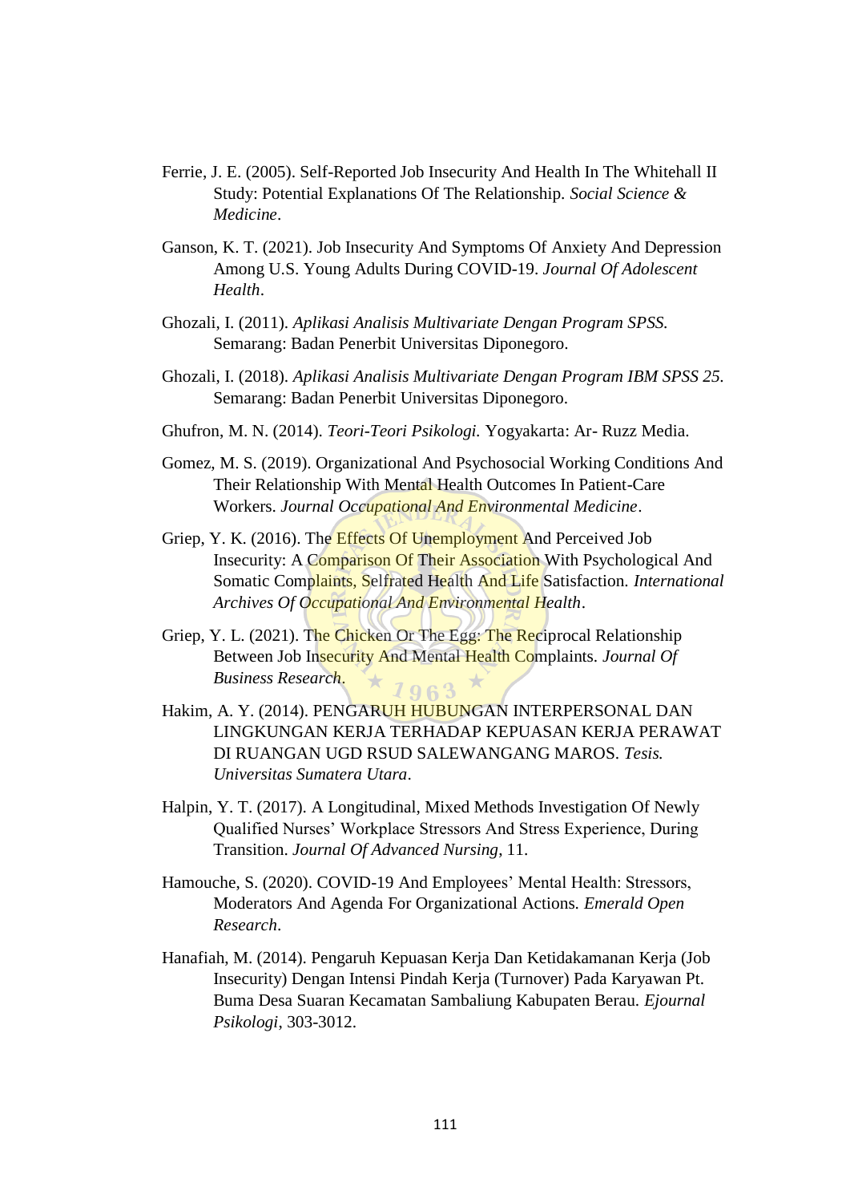Ferrie, J. E. (2005). Self-Reported Job Insecurity And Health In The Whitehall II Study: Potential Explanations Of The Relationship. *Social Science & Medicine*.

Ganson, K. T. (2021). Job Insecurity And Symptoms Of Anxiety And Depression Among U.S. Young Adults During COVID-19. *Journal Of Adolescent Health*.

Ghozali, I. (2011). *Aplikasi Analisis Multivariate Dengan Program SPSS.* Semarang: Badan Penerbit Universitas Diponegoro.

Ghozali, I. (2018). *Aplikasi Analisis Multivariate Dengan Program IBM SPSS 25.* Semarang: Badan Penerbit Universitas Diponegoro.

Ghufron, M. N. (2014). *Teori-Teori Psikologi.* Yogyakarta: Ar- Ruzz Media.

Gomez, M. S. (2019). Organizational And Psychosocial Working Conditions And Their Relationship With Mental Health Outcomes In Patient-Care Workers. *Journal Occupational And Environmental Medicine*.

Griep, Y. K. (2016). The Effects Of Unemployment And Perceived Job Insecurity: A Comparison Of Their Association With Psychological And Somatic Complaints, Selfrated Health And Life Satisfaction. *International Archives Of Occupational And Environmental Health*.

Griep, Y. L. (2021). The Chicken Or The Egg: The Reciprocal Relationship Between Job Insecurity And Mental Health Complaints. *Journal Of Business Research*.

Hakim, A. Y. (2014). PENGARUH HUBUNGAN INTERPERSONAL DAN LINGKUNGAN KERJA TERHADAP KEPUASAN KERJA PERAWAT DI RUANGAN UGD RSUD SALEWANGANG MAROS. *Tesis. Universitas Sumatera Utara*.

Halpin, Y. T. (2017). A Longitudinal, Mixed Methods Investigation Of Newly Qualified Nurses' Workplace Stressors And Stress Experience, During Transition. *Journal Of Advanced Nursing*, 11.

Hamouche, S. (2020). COVID-19 And Employees' Mental Health: Stressors, Moderators And Agenda For Organizational Actions. *Emerald Open Research*.

Hanafiah, M. (2014). Pengaruh Kepuasan Kerja Dan Ketidakamanan Kerja (Job Insecurity) Dengan Intensi Pindah Kerja (Turnover) Pada Karyawan Pt. Buma Desa Suaran Kecamatan Sambaliung Kabupaten Berau. *Ejournal Psikologi*, 303-3012.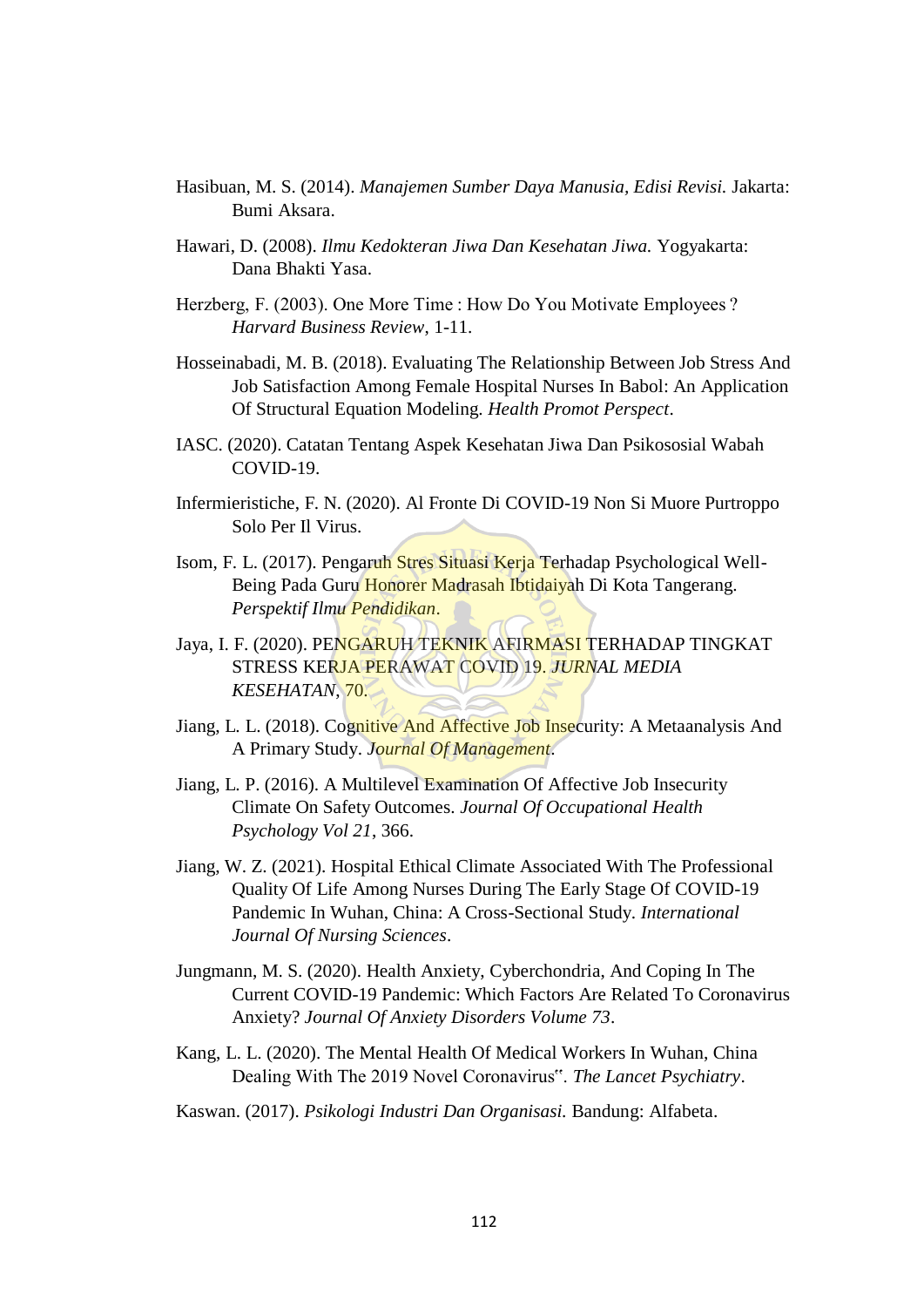Hasibuan, M. S. (2014). *Manajemen Sumber Daya Manusia, Edisi Revisi.* Jakarta: Bumi Aksara.

Hawari, D. (2008). *Ilmu Kedokteran Jiwa Dan Kesehatan Jiwa.* Yogyakarta: Dana Bhakti Yasa.

Herzberg, F. (2003). One More Time : How Do You Motivate Employees ? *Harvard Business Review*, 1-11.

Hosseinabadi, M. B. (2018). Evaluating The Relationship Between Job Stress And Job Satisfaction Among Female Hospital Nurses In Babol: An Application Of Structural Equation Modeling. *Health Promot Perspect*.

IASC. (2020). Catatan Tentang Aspek Kesehatan Jiwa Dan Psikososial Wabah COVID-19.

Infermieristiche, F. N. (2020). Al Fronte Di COVID-19 Non Si Muore Purtroppo Solo Per Il Virus.

Isom, F. L. (2017). Pengaruh Stres Situasi Kerja Terhadap Psychological Well-Being Pada Guru Honorer Madrasah Ibtidaiyah Di Kota Tangerang. *Perspektif Ilmu Pendidikan*.

Jaya, I. F. (2020). PENGARUH TEKNIK AFIRMASI TERHADAP TINGKAT STRESS KERJA PERAWAT COVID 19. *JURNAL MEDIA KESEHATAN*, 70.

Jiang, L. L. (2018). Cognitive And Affective Job Insecurity: A Metaanalysis And A Primary Study. *Journal Of Management*.

Jiang, L. P. (2016). A Multilevel Examination Of Affective Job Insecurity Climate On Safety Outcomes. *Journal Of Occupational Health Psychology Vol 21*, 366.

Jiang, W. Z. (2021). Hospital Ethical Climate Associated With The Professional Quality Of Life Among Nurses During The Early Stage Of COVID-19 Pandemic In Wuhan, China: A Cross-Sectional Study. *International Journal Of Nursing Sciences*.

Jungmann, M. S. (2020). Health Anxiety, Cyberchondria, And Coping In The Current COVID-19 Pandemic: Which Factors Are Related To Coronavirus Anxiety? *Journal Of Anxiety Disorders Volume 73*.

Kang, L. L. (2020). The Mental Health Of Medical Workers In Wuhan, China Dealing With The 2019 Novel Coronavirus". *The Lancet Psychiatry*.

Kaswan. (2017). *Psikologi Industri Dan Organisasi.* Bandung: Alfabeta.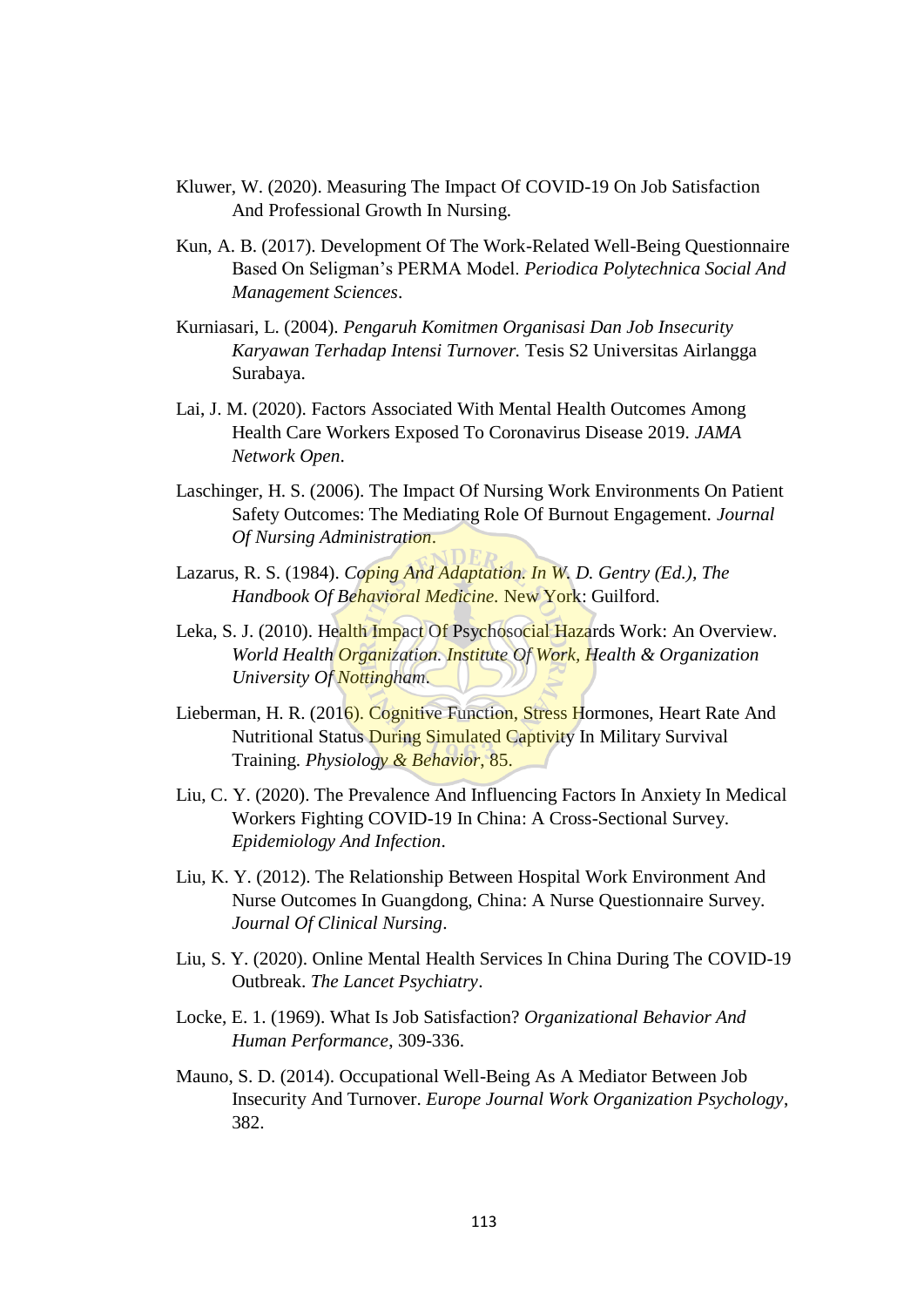Kluwer, W. (2020). Measuring The Impact Of COVID-19 On Job Satisfaction And Professional Growth In Nursing.

Kun, A. B. (2017). Development Of The Work-Related Well-Being Questionnaire Based On Seligman's PERMA Model. *Periodica Polytechnica Social And Management Sciences*.

Kurniasari, L. (2004). *Pengaruh Komitmen Organisasi Dan Job Insecurity Karyawan Terhadap Intensi Turnover.* Tesis S2 Universitas Airlangga Surabaya.

Lai, J. M. (2020). Factors Associated With Mental Health Outcomes Among Health Care Workers Exposed To Coronavirus Disease 2019. *JAMA Network Open*.

Laschinger, H. S. (2006). The Impact Of Nursing Work Environments On Patient Safety Outcomes: The Mediating Role Of Burnout Engagement. *Journal Of Nursing Administration*.

Lazarus, R. S. (1984). *Coping And Adaptation. In W. D. Gentry (Ed.), The Handbook Of Behavioral Medicine.* New York: Guilford.

Leka, S. J. (2010). Health Impact Of Psychosocial Hazards Work: An Overview. *World Health Organization. Institute Of Work, Health & Organization University Of Nottingham*.

Lieberman, H. R. (2016). Cognitive Function, Stress Hormones, Heart Rate And Nutritional Status During Simulated Captivity In Military Survival Training. *Physiology & Behavior*, 85.

Liu, C. Y. (2020). The Prevalence And Influencing Factors In Anxiety In Medical Workers Fighting COVID-19 In China: A Cross-Sectional Survey. *Epidemiology And Infection*.

Liu, K. Y. (2012). The Relationship Between Hospital Work Environment And Nurse Outcomes In Guangdong, China: A Nurse Questionnaire Survey. *Journal Of Clinical Nursing*.

Liu, S. Y. (2020). Online Mental Health Services In China During The COVID-19 Outbreak. *The Lancet Psychiatry*.

Locke, E. 1. (1969). What Is Job Satisfaction? *Organizational Behavior And Human Performance*, 309-336.

Mauno, S. D. (2014). Occupational Well-Being As A Mediator Between Job Insecurity And Turnover. *Europe Journal Work Organization Psychology*, 382.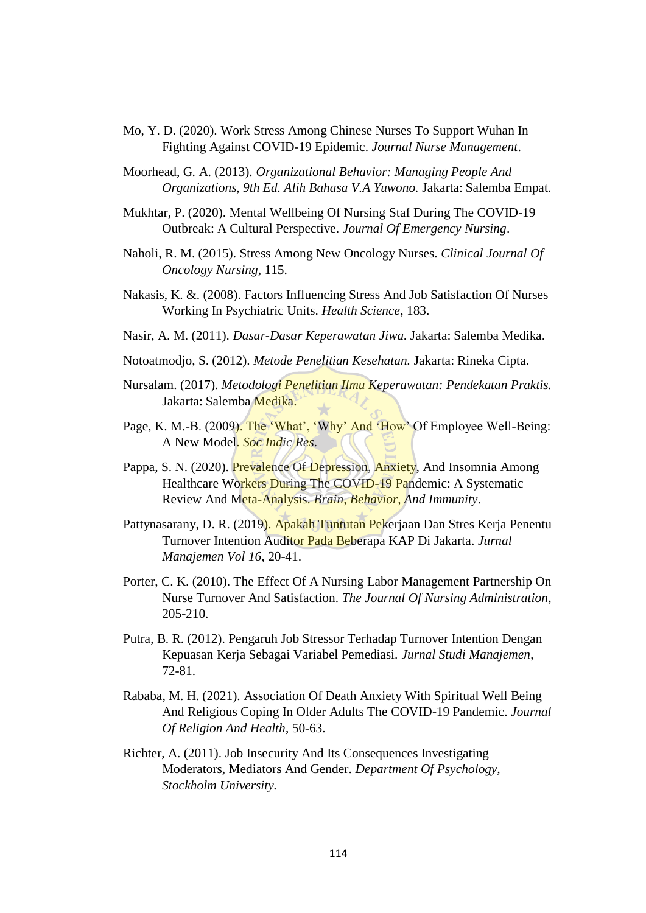Mo, Y. D. (2020). Work Stress Among Chinese Nurses To Support Wuhan In Fighting Against COVID-19 Epidemic. *Journal Nurse Management*.

Moorhead, G. A. (2013). *Organizational Behavior: Managing People And Organizations, 9th Ed. Alih Bahasa V.A Yuwono.* Jakarta: Salemba Empat.

Mukhtar, P. (2020). Mental Wellbeing Of Nursing Staf During The COVID-19 Outbreak: A Cultural Perspective. *Journal Of Emergency Nursing*.

Naholi, R. M. (2015). Stress Among New Oncology Nurses. *Clinical Journal Of Oncology Nursing*, 115.

Nakasis, K. &. (2008). Factors Influencing Stress And Job Satisfaction Of Nurses Working In Psychiatric Units. *Health Science*, 183.

Nasir, A. M. (2011). *Dasar-Dasar Keperawatan Jiwa.* Jakarta: Salemba Medika.

Notoatmodjo, S. (2012). *Metode Penelitian Kesehatan.* Jakarta: Rineka Cipta.

Nursalam. (2017). *Metodologi Penelitian Ilmu Keperawatan: Pendekatan Praktis.* Jakarta: Salemba Medika.

Page, K. M.-B. (2009). The 'What', 'Why' And 'How' Of Employee Well-Being: A New Model. *Soc Indic Res*.

Pappa, S. N. (2020). Prevalence Of Depression, Anxiety, And Insomnia Among Healthcare Workers During The COVID-19 Pandemic: A Systematic Review And Meta-Analysis. *Brain, Behavior, And Immunity*.

Pattynasarany, D. R. (2019). Apakah Tuntutan Pekerjaan Dan Stres Kerja Penentu Turnover Intention Auditor Pada Beberapa KAP Di Jakarta. *Jurnal Manajemen Vol 16*, 20-41.

Porter, C. K. (2010). The Effect Of A Nursing Labor Management Partnership On Nurse Turnover And Satisfaction. *The Journal Of Nursing Administration*, 205-210.

Putra, B. R. (2012). Pengaruh Job Stressor Terhadap Turnover Intention Dengan Kepuasan Kerja Sebagai Variabel Pemediasi. *Jurnal Studi Manajemen*, 72-81.

Rababa, M. H. (2021). Association Of Death Anxiety With Spiritual Well Being And Religious Coping In Older Adults The COVID-19 Pandemic. *Journal Of Religion And Health*, 50-63.

Richter, A. (2011). Job Insecurity And Its Consequences Investigating Moderators, Mediators And Gender. *Department Of Psychology, Stockholm University.*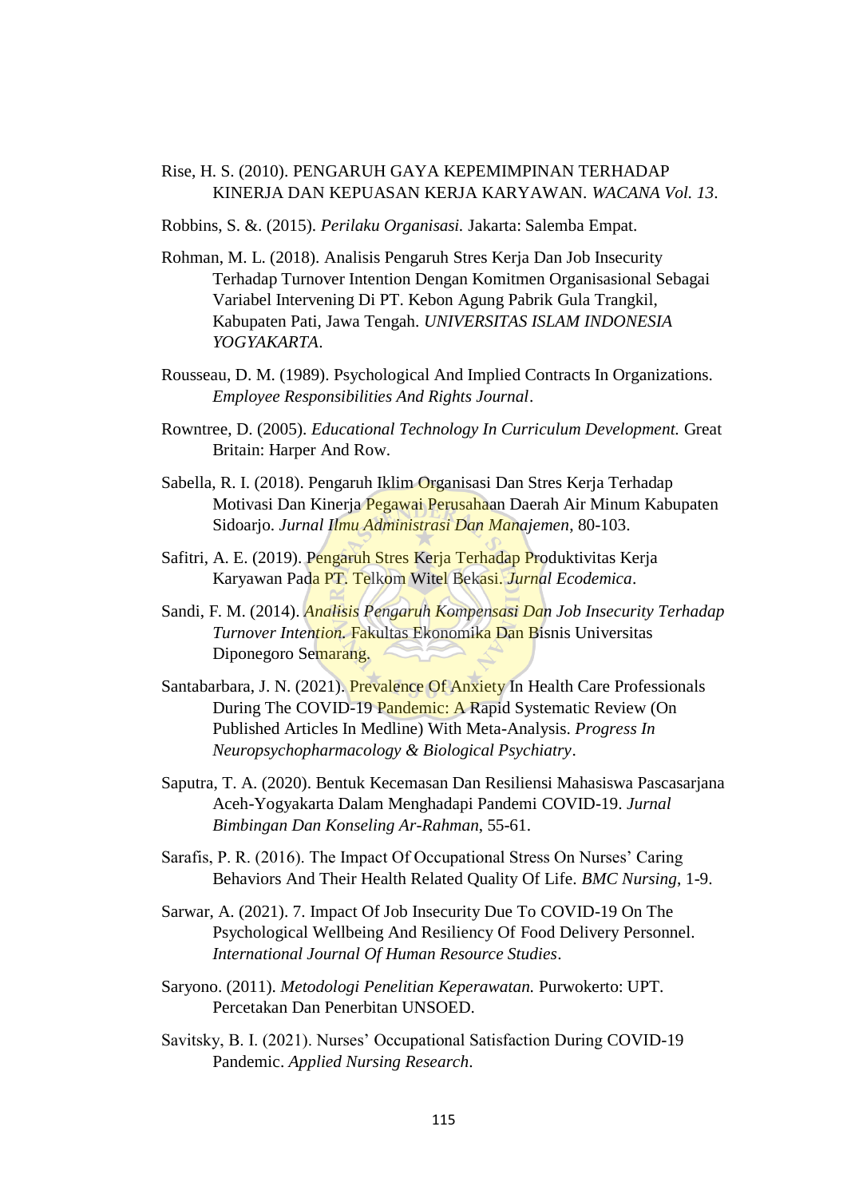Rise, H. S. (2010). PENGARUH GAYA KEPEMIMPINAN TERHADAP KINERJA DAN KEPUASAN KERJA KARYAWAN. *WACANA Vol. 13*.

Robbins, S. &. (2015). *Perilaku Organisasi.* Jakarta: Salemba Empat.

Rohman, M. L. (2018). Analisis Pengaruh Stres Kerja Dan Job Insecurity Terhadap Turnover Intention Dengan Komitmen Organisasional Sebagai Variabel Intervening Di PT. Kebon Agung Pabrik Gula Trangkil, Kabupaten Pati, Jawa Tengah. *UNIVERSITAS ISLAM INDONESIA YOGYAKARTA*.

Rousseau, D. M. (1989). Psychological And Implied Contracts In Organizations. *Employee Responsibilities And Rights Journal*.

Rowntree, D. (2005). *Educational Technology In Curriculum Development.* Great Britain: Harper And Row.

Sabella, R. I. (2018). Pengaruh Iklim Organisasi Dan Stres Kerja Terhadap Motivasi Dan Kinerja Pegawai Perusahaan Daerah Air Minum Kabupaten Sidoarjo. *Jurnal Ilmu Administrasi Dan Manajemen*, 80-103.

Safitri, A. E. (2019). Pengaruh Stres Kerja Terhadap Produktivitas Kerja Karyawan Pada PT. Telkom Witel Bekasi. *Jurnal Ecodemica*.

Sandi, F. M. (2014). *Analisis Pengaruh Kompensasi Dan Job Insecurity Terhadap Turnover Intention.* Fakultas Ekonomika Dan Bisnis Universitas Diponegoro Semarang.

Santabarbara, J. N. (2021). Prevalence Of Anxiety In Health Care Professionals During The COVID-19 Pandemic: A Rapid Systematic Review (On Published Articles In Medline) With Meta-Analysis. *Progress In Neuropsychopharmacology & Biological Psychiatry*.

Saputra, T. A. (2020). Bentuk Kecemasan Dan Resiliensi Mahasiswa Pascasarjana Aceh-Yogyakarta Dalam Menghadapi Pandemi COVID-19. *Jurnal Bimbingan Dan Konseling Ar-Rahman*, 55-61.

Sarafis, P. R. (2016). The Impact Of Occupational Stress On Nurses' Caring Behaviors And Their Health Related Quality Of Life. *BMC Nursing*, 1-9.

Sarwar, A. (2021). 7. Impact Of Job Insecurity Due To COVID-19 On The Psychological Wellbeing And Resiliency Of Food Delivery Personnel. *International Journal Of Human Resource Studies*.

Saryono. (2011). *Metodologi Penelitian Keperawatan.* Purwokerto: UPT. Percetakan Dan Penerbitan UNSOED.

Savitsky, B. I. (2021). Nurses' Occupational Satisfaction During COVID-19 Pandemic. *Applied Nursing Research*.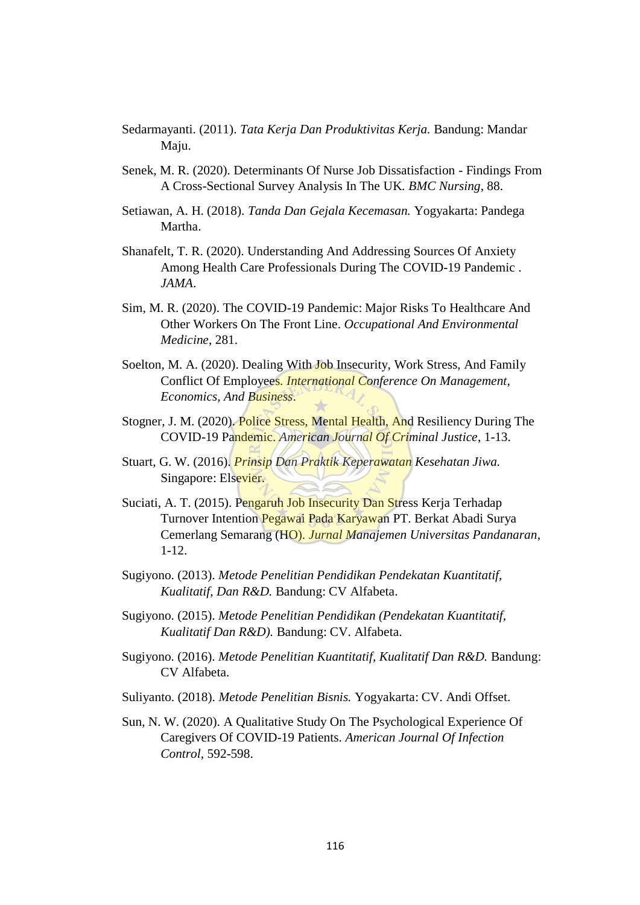Sedarmayanti. (2011). *Tata Kerja Dan Produktivitas Kerja.* Bandung: Mandar Maju.

Senek, M. R. (2020). Determinants Of Nurse Job Dissatisfaction - Findings From A Cross-Sectional Survey Analysis In The UK. *BMC Nursing*, 88.

Setiawan, A. H. (2018). *Tanda Dan Gejala Kecemasan.* Yogyakarta: Pandega Martha.

Shanafelt, T. R. (2020). Understanding And Addressing Sources Of Anxiety Among Health Care Professionals During The COVID-19 Pandemic . *JAMA*.

Sim, M. R. (2020). The COVID-19 Pandemic: Major Risks To Healthcare And Other Workers On The Front Line. *Occupational And Environmental Medicine*, 281.

Soelton, M. A. (2020). Dealing With Job Insecurity, Work Stress, And Family Conflict Of Employees. *International Conference On Management, Economics, And Business*.

Stogner, J. M. (2020). Police Stress, Mental Health, And Resiliency During The COVID-19 Pandemic. *American Journal Of Criminal Justice*, 1-13.

Stuart, G. W. (2016). *Prinsip Dan Praktik Keperawatan Kesehatan Jiwa.* Singapore: Elsevier.

Suciati, A. T. (2015). Pengaruh Job Insecurity Dan Stress Kerja Terhadap Turnover Intention Pegawai Pada Karyawan PT. Berkat Abadi Surya Cemerlang Semarang (HO). *Jurnal Manajemen Universitas Pandanaran*, 1-12.

Sugiyono. (2013). *Metode Penelitian Pendidikan Pendekatan Kuantitatif, Kualitatif, Dan R&D.* Bandung: CV Alfabeta.

Sugiyono. (2015). *Metode Penelitian Pendidikan (Pendekatan Kuantitatif, Kualitatif Dan R&D).* Bandung: CV. Alfabeta.

Sugiyono. (2016). *Metode Penelitian Kuantitatif, Kualitatif Dan R&D.* Bandung: CV Alfabeta.

Suliyanto. (2018). *Metode Penelitian Bisnis.* Yogyakarta: CV. Andi Offset.

Sun, N. W. (2020). A Qualitative Study On The Psychological Experience Of Caregivers Of COVID-19 Patients. *American Journal Of Infection Control*, 592-598.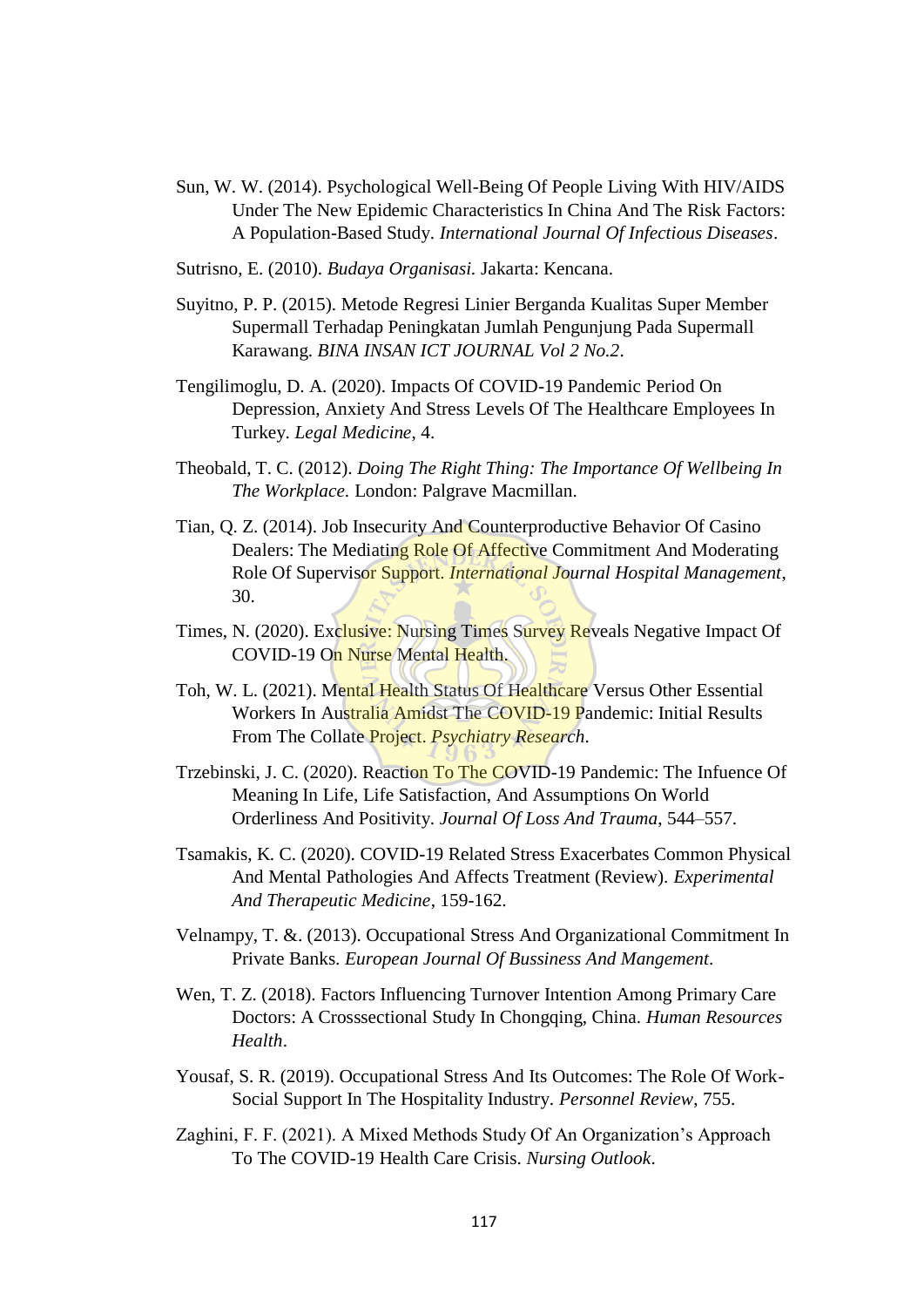Sun, W. W. (2014). Psychological Well-Being Of People Living With HIV/AIDS Under The New Epidemic Characteristics In China And The Risk Factors: A Population-Based Study. *International Journal Of Infectious Diseases*.

Sutrisno, E. (2010). *Budaya Organisasi.* Jakarta: Kencana.

Suyitno, P. P. (2015). Metode Regresi Linier Berganda Kualitas Super Member Supermall Terhadap Peningkatan Jumlah Pengunjung Pada Supermall Karawang. *BINA INSAN ICT JOURNAL Vol 2 No.2*.

Tengilimoglu, D. A. (2020). Impacts Of COVID-19 Pandemic Period On Depression, Anxiety And Stress Levels Of The Healthcare Employees In Turkey. *Legal Medicine*, 4.

Theobald, T. C. (2012). *Doing The Right Thing: The Importance Of Wellbeing In The Workplace.* London: Palgrave Macmillan.

Tian, Q. Z. (2014). Job Insecurity And Counterproductive Behavior Of Casino Dealers: The Mediating Role Of Affective Commitment And Moderating Role Of Supervisor Support. *International Journal Hospital Management*, 30.

Times, N. (2020). Exclusive: Nursing Times Survey Reveals Negative Impact Of COVID-19 On Nurse Mental Health.

Toh, W. L. (2021). Mental Health Status Of Healthcare Versus Other Essential Workers In Australia Amidst The COVID-19 Pandemic: Initial Results From The Collate Project. *Psychiatry Research*.

Trzebinski, J. C. (2020). Reaction To The COVID-19 Pandemic: The Infuence Of Meaning In Life, Life Satisfaction, And Assumptions On World Orderliness And Positivity. *Journal Of Loss And Trauma*, 544–557.

Tsamakis, K. C. (2020). COVID-19 Related Stress Exacerbates Common Physical And Mental Pathologies And Affects Treatment (Review). *Experimental And Therapeutic Medicine*, 159-162.

Velnampy, T. &. (2013). Occupational Stress And Organizational Commitment In Private Banks. *European Journal Of Bussiness And Mangement*.

Wen, T. Z. (2018). Factors Influencing Turnover Intention Among Primary Care Doctors: A Crosssectional Study In Chongqing, China. *Human Resources Health*.

Yousaf, S. R. (2019). Occupational Stress And Its Outcomes: The Role Of Work-Social Support In The Hospitality Industry. *Personnel Review*, 755.

Zaghini, F. F. (2021). A Mixed Methods Study Of An Organization's Approach To The COVID-19 Health Care Crisis. *Nursing Outlook*.